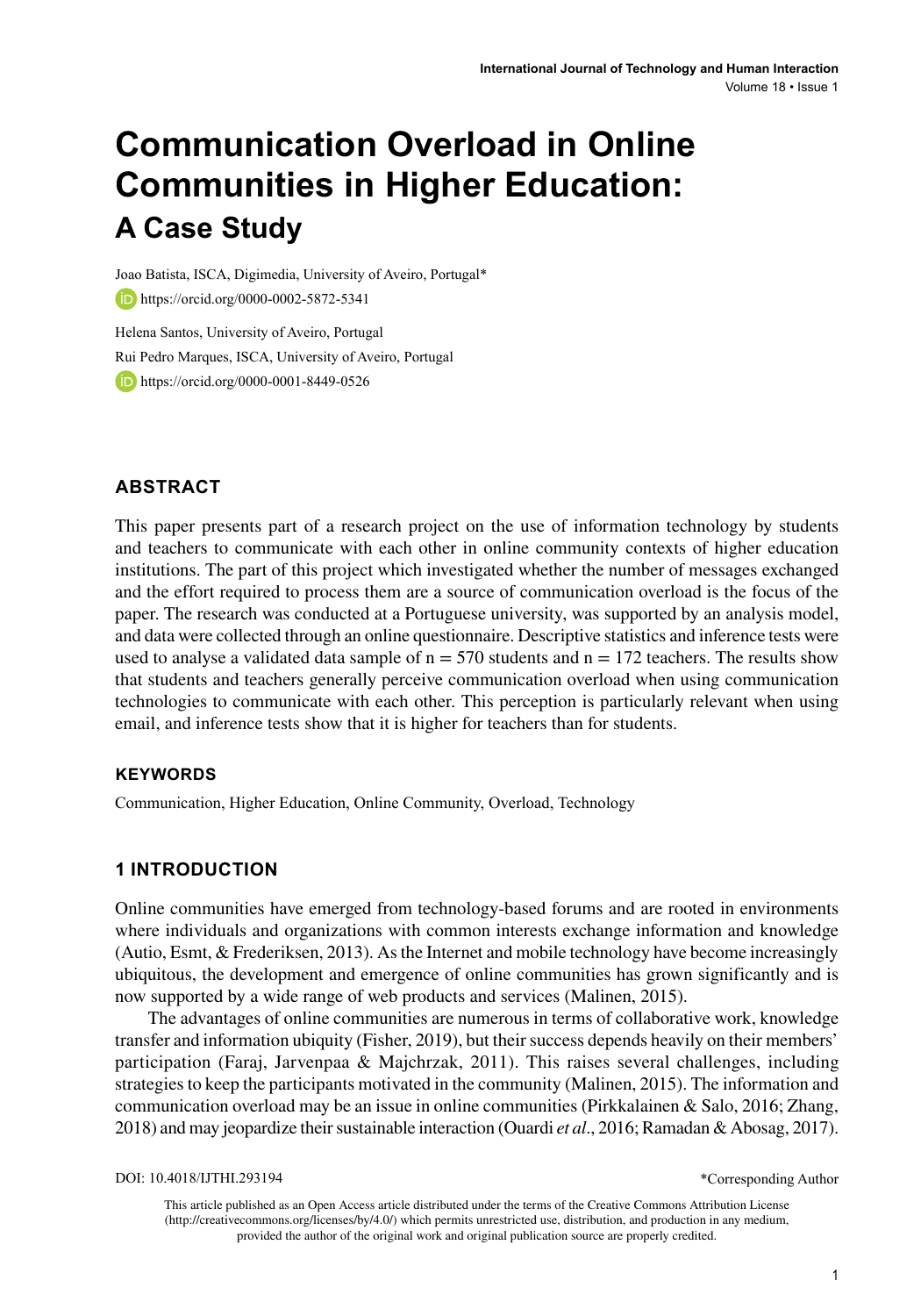# Communication Overload in Online Communities in Higher Education:

## A Case Study

Joao Batista, ISCA, Digimedia, University of Aveiro, Portugal*

https://orcid.org/0000-0002-5872-5341

Helena Santos, University of Aveiro, Portugal

Rui Pedro Marques, ISCA, University of Aveiro, Portugal

https://orcid.org/0000-0001-8449-0526

## ABSTRACT

This paper presents part of a research project on the use of information technology by students and teachers to communicate with each other in online community contexts of higher education institutions. The part of this project which investigated whether the number of messages exchanged and the effort required to process them are a source of communication overload is the focus of the paper. The research was conducted at a Portuguese university, was supported by an analysis model, and data were collected through an online questionnaire. Descriptive statistics and inference tests were used to analyse a validated data sample of n = 570 students and n = 172 teachers. The results show that students and teachers generally perceive communication overload when using communication technologies to communicate with each other. This perception is particularly relevant when using email, and inference tests show that it is higher for teachers than for students.

## KEYWORDS

Communication, Higher Education, Online Community, Overload, Technology

## 1 INTRODUCTION

Online communities have emerged from technology-based forums and are rooted in environments where individuals and organizations with common interests exchange information and knowledge (Autio, Esmt, & Frederiksen, 2013). As the Internet and mobile technology have become increasingly ubiquitous, the development and emergence of online communities has grown significantly and is now supported by a wide range of web products and services (Malinen, 2015).

The advantages of online communities are numerous in terms of collaborative work, knowledge transfer and information ubiquity (Fisher, 2019), but their success depends heavily on their members' participation (Faraj, Jarvenpaa & Majchrzak, 2011). This raises several challenges, including strategies to keep the participants motivated in the community (Malinen, 2015). The information and communication overload may be an issue in online communities (Pirkkalainen & Salo, 2016; Zhang, 2018) and may jeopardize their sustainable interaction (Ouardi *et al*., 2016; Ramadan & Abosag, 2017).

DOI: 10.4018/IJTHI.293194

*Corresponding Author

This article published as an Open Access article distributed under the terms of the Creative Commons Attribution License (http://creativecommons.org/licenses/by/4.0/) which permits unrestricted use, distribution, and production in any medium, provided the author of the original work and original publication source are properly credited.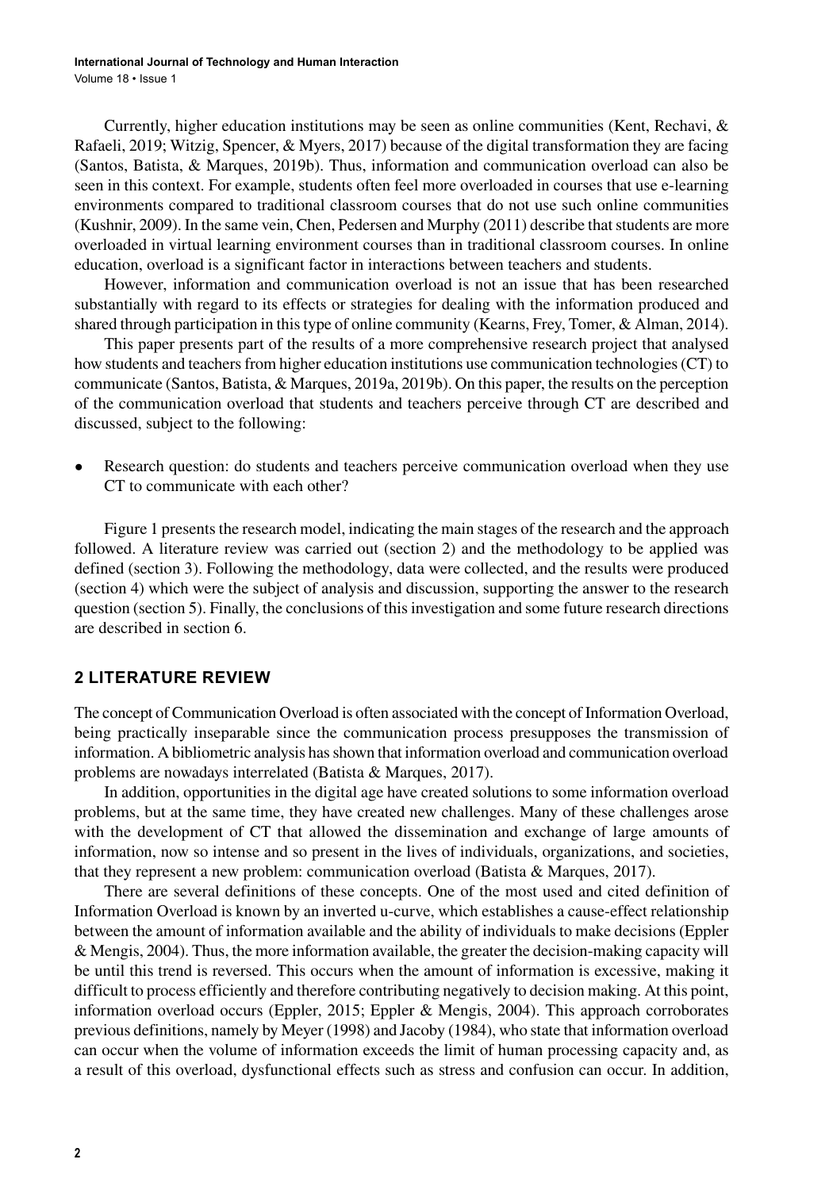Currently, higher education institutions may be seen as online communities (Kent, Rechavi, & Rafaeli, 2019; Witzig, Spencer, & Myers, 2017) because of the digital transformation they are facing (Santos, Batista, & Marques, 2019b). Thus, information and communication overload can also be seen in this context. For example, students often feel more overloaded in courses that use e-learning environments compared to traditional classroom courses that do not use such online communities (Kushnir, 2009). In the same vein, Chen, Pedersen and Murphy (2011) describe that students are more overloaded in virtual learning environment courses than in traditional classroom courses. In online education, overload is a significant factor in interactions between teachers and students.

However, information and communication overload is not an issue that has been researched substantially with regard to its effects or strategies for dealing with the information produced and shared through participation in this type of online community (Kearns, Frey, Tomer, & Alman, 2014).

This paper presents part of the results of a more comprehensive research project that analysed how students and teachers from higher education institutions use communication technologies (CT) to communicate (Santos, Batista, & Marques, 2019a, 2019b). On this paper, the results on the perception of the communication overload that students and teachers perceive through CT are described and discussed, subject to the following:

- Research question: do students and teachers perceive communication overload when they use CT to communicate with each other?

Figure 1 presents the research model, indicating the main stages of the research and the approach followed. A literature review was carried out (section 2) and the methodology to be applied was defined (section 3). Following the methodology, data were collected, and the results were produced (section 4) which were the subject of analysis and discussion, supporting the answer to the research question (section 5). Finally, the conclusions of this investigation and some future research directions are described in section 6.

## 2 LITERATURE REVIEW

The concept of Communication Overload is often associated with the concept of Information Overload, being practically inseparable since the communication process presupposes the transmission of information. A bibliometric analysis has shown that information overload and communication overload problems are nowadays interrelated (Batista & Marques, 2017).

In addition, opportunities in the digital age have created solutions to some information overload problems, but at the same time, they have created new challenges. Many of these challenges arose with the development of CT that allowed the dissemination and exchange of large amounts of information, now so intense and so present in the lives of individuals, organizations, and societies, that they represent a new problem: communication overload (Batista & Marques, 2017).

There are several definitions of these concepts. One of the most used and cited definition of Information Overload is known by an inverted u-curve, which establishes a cause-effect relationship between the amount of information available and the ability of individuals to make decisions (Eppler & Mengis, 2004). Thus, the more information available, the greater the decision-making capacity will be until this trend is reversed. This occurs when the amount of information is excessive, making it difficult to process efficiently and therefore contributing negatively to decision making. At this point, information overload occurs (Eppler, 2015; Eppler & Mengis, 2004). This approach corroborates previous definitions, namely by Meyer (1998) and Jacoby (1984), who state that information overload can occur when the volume of information exceeds the limit of human processing capacity and, as a result of this overload, dysfunctional effects such as stress and confusion can occur. In addition,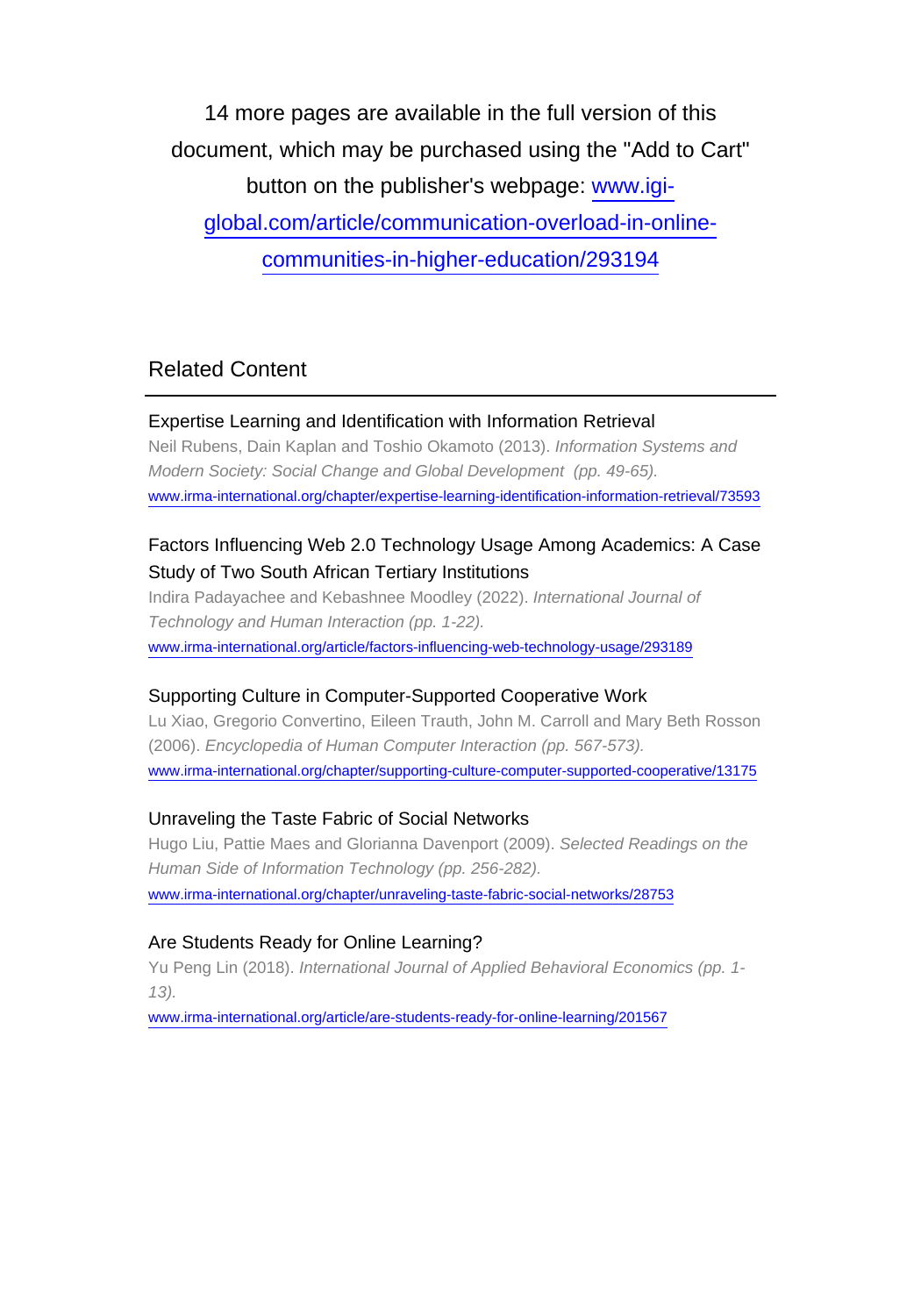14 more pages are available in the full version of this document, which may be purchased using the "Add to Cart" button on the publisher's webpage: [www.igi-global.com/article/communication-overload-in-online-communities-in-higher-education/293194](www.igi-global.com/article/communication-overload-in-online-communities-in-higher-education/293194)

## Related Content

**Expertise Learning and Identification with Information Retrieval**
Neil Rubens, Dain Kaplan and Toshio Okamoto (2013). *Information Systems and Modern Society: Social Change and Global Development (pp. 49-65).*
[www.irma-international.org/chapter/expertise-learning-identification-information-retrieval/73593](www.irma-international.org/chapter/expertise-learning-identification-information-retrieval/73593)

**Factors Influencing Web 2.0 Technology Usage Among Academics: A Case Study of Two South African Tertiary Institutions**
Indira Padayachee and Kebashnee Moodley (2022). *International Journal of Technology and Human Interaction (pp. 1-22).*
[www.irma-international.org/article/factors-influencing-web-technology-usage/293189](www.irma-international.org/article/factors-influencing-web-technology-usage/293189)

**Supporting Culture in Computer-Supported Cooperative Work**
Lu Xiao, Gregorio Convertino, Eileen Trauth, John M. Carroll and Mary Beth Rosson (2006). *Encyclopedia of Human Computer Interaction (pp. 567-573).*
[www.irma-international.org/chapter/supporting-culture-computer-supported-cooperative/13175](www.irma-international.org/chapter/supporting-culture-computer-supported-cooperative/13175)

**Unraveling the Taste Fabric of Social Networks**
Hugo Liu, Pattie Maes and Glorianna Davenport (2009). *Selected Readings on the Human Side of Information Technology (pp. 256-282).*
[www.irma-international.org/chapter/unraveling-taste-fabric-social-networks/28753](www.irma-international.org/chapter/unraveling-taste-fabric-social-networks/28753)

**Are Students Ready for Online Learning?**
Yu Peng Lin (2018). *International Journal of Applied Behavioral Economics (pp. 1-13).*
[www.irma-international.org/article/are-students-ready-for-online-learning/201567](www.irma-international.org/article/are-students-ready-for-online-learning/201567)